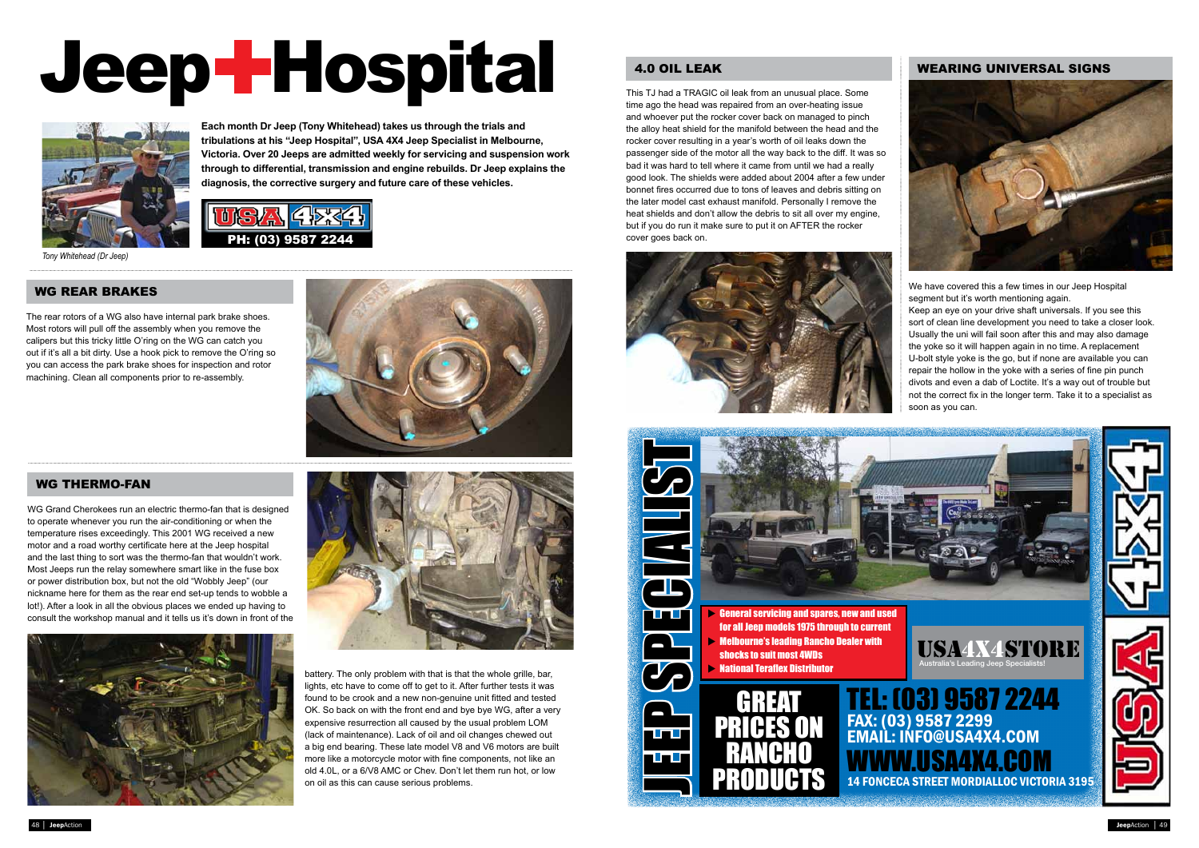# Jeep Hospital

*Tony Whitehead (Dr Jeep)*

**Each month Dr Jeep (Tony Whitehead) takes us through the trials and tribulations at his "Jeep Hospital", USA 4X4 Jeep Specialist in Melbourne, Victoria. Over 20 Jeeps are admitted weekly for servicing and suspension work through to differential, transmission and engine rebuilds. Dr Jeep explains the diagnosis, the corrective surgery and future care of these vehicles.**

USA 4X4
PH: (03) 9587 2244

## WG REAR BRAKES

The rear rotors of a WG also have internal park brake shoes. Most rotors will pull off the assembly when you remove the calipers but this tricky little O'ring on the WG can catch you out if it's all a bit dirty. Use a hook pick to remove the O'ring so you can access the park brake shoes for inspection and rotor machining. Clean all components prior to re-assembly.

## WG THERMO-FAN

WG Grand Cherokees run an electric thermo-fan that is designed to operate whenever you run the air-conditioning or when the temperature rises exceedingly. This 2001 WG received a new motor and a road worthy certificate here at the Jeep hospital and the last thing to sort was the thermo-fan that wouldn't work. Most Jeeps run the relay somewhere smart like in the fuse box or power distribution box, but not the old "Wobbly Jeep" (our nickname here for them as the rear end set-up tends to wobble a lot!). After a look in all the obvious places we ended up having to consult the workshop manual and it tells us it's down in front of the battery. The only problem with that is that the whole grille, bar, lights, etc have to come off to get to it. After further tests it was found to be crook and a new non-genuine unit fitted and tested OK. So back on with the front end and bye bye WG, after a very expensive resurrection all caused by the usual problem LOM (lack of maintenance). Lack of oil and oil changes chewed out a big end bearing. These late model V8 and V6 motors are built more like a motorcycle motor with fine components, not like an old 4.0L, or a 6/V8 AMC or Chev. Don't let them run hot, or low on oil as this can cause serious problems.

## 4.0 OIL LEAK

This TJ had a TRAGIC oil leak from an unusual place. Some time ago the head was repaired from an over-heating issue and whoever put the rocker cover back on managed to pinch the alloy heat shield for the manifold between the head and the rocker cover resulting in a year's worth of oil leaks down the passenger side of the motor all the way back to the diff. It was so bad it was hard to tell where it came from until we had a really good look. The shields were added about 2004 after a few under bonnet fires occurred due to tons of leaves and debris sitting on the later model cast exhaust manifold. Personally I remove the heat shields and don't allow the debris to sit all over my engine, but if you do run it make sure to put it on AFTER the rocker cover goes back on.

## WEARING UNIVERSAL SIGNS

We have covered this a few times in our Jeep Hospital segment but it's worth mentioning again.

Keep an eye on your drive shaft universals. If you see this sort of clean line development you need to take a closer look. Usually the uni will fail soon after this and may also damage the yoke so it will happen again in no time. A replacement U-bolt style yoke is the go, but if none are available you can repair the hollow in the yoke with a series of fine pin punch divots and even a dab of Loctite. It's a way out of trouble but not the correct fix in the longer term. Take it to a specialist as soon as you can.

---

JEEP SPECIALIST

- General servicing and spares, new and used for all Jeep models 1975 through to current
- Melbourne's leading Rancho Dealer with shocks to suit most 4WDs
- National Teraflex Distributor

USA4X4STORE
Australia's Leading Jeep Specialists!

GREAT PRICES ON RANCHO PRODUCTS

TEL: (03) 9587 2244
FAX: (03) 9587 2299
EMAIL: INFO@USA4X4.COM
WWW.USA4X4.COM
14 FONCECA STREET MORDIALLOC VICTORIA 3195

USA 4X4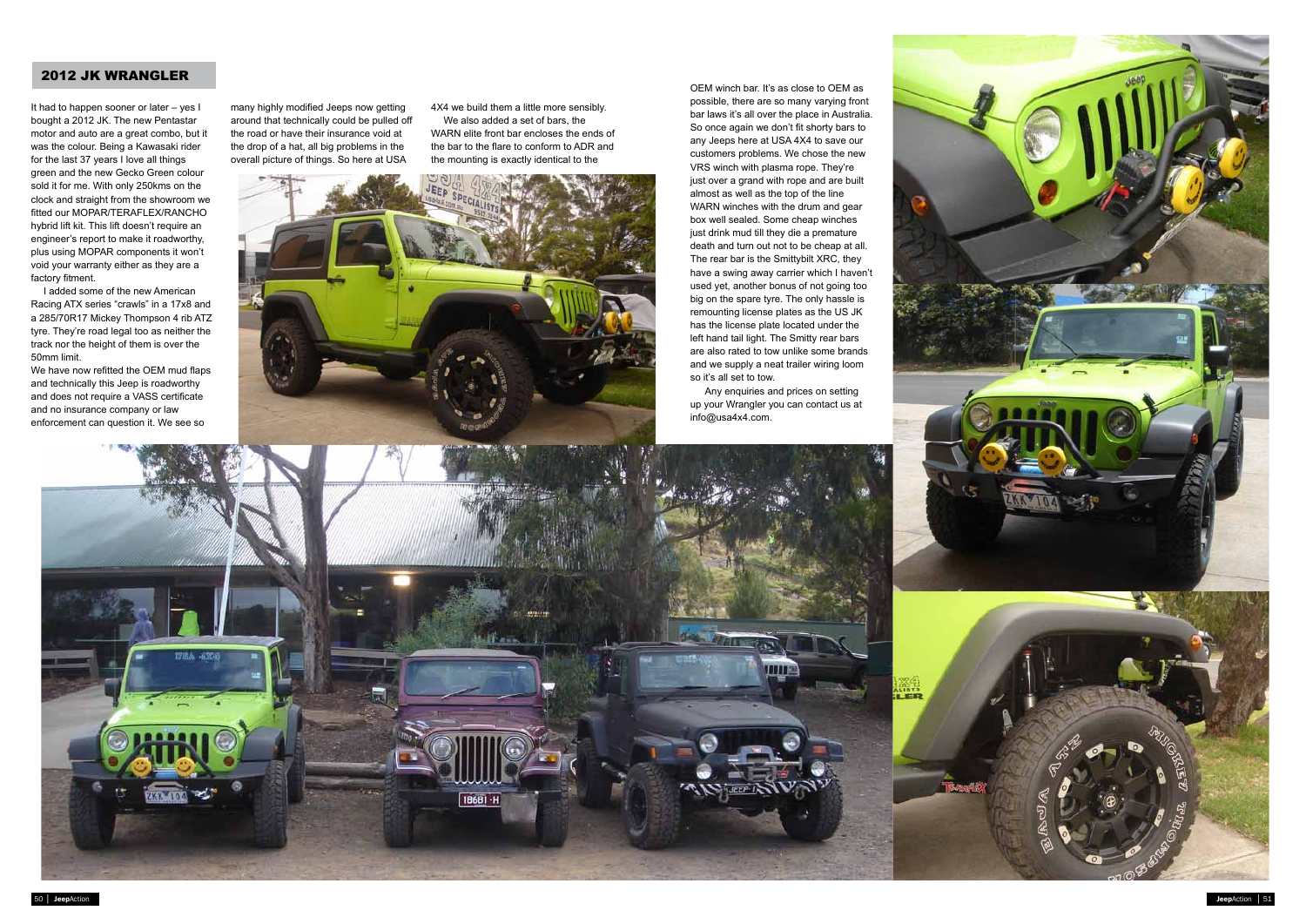## 2012 JK WRANGLER

It had to happen sooner or later – yes I bought a 2012 JK. The new Pentastar motor and auto are a great combo, but it was the colour. Being a Kawasaki rider for the last 37 years I love all things green and the new Gecko Green colour sold it for me. With only 250kms on the clock and straight from the showroom we fitted our MOPAR/TERAFLEX/RANCHO hybrid lift kit. This lift doesn't require an engineer's report to make it roadworthy, plus using MOPAR components it won't void your warranty either as they are a factory fitment.

I added some of the new American Racing ATX series "crawls" in a 17x8 and a 285/70R17 Mickey Thompson 4 rib ATZ tyre. They're road legal too as neither the track nor the height of them is over the 50mm limit.

We have now refitted the OEM mud flaps and technically this Jeep is roadworthy and does not require a VASS certificate and no insurance company or law enforcement can question it. We see so many highly modified Jeeps now getting around that technically could be pulled off the road or have their insurance void at the drop of a hat, all big problems in the overall picture of things. So here at USA 4X4 we build them a little more sensibly.

We also added a set of bars, the WARN elite front bar encloses the ends of the bar to the flare to conform to ADR and the mounting is exactly identical to the OEM winch bar. It's as close to OEM as possible, there are so many varying front bar laws it's all over the place in Australia. So once again we don't fit shorty bars to any Jeeps here at USA 4X4 to save our customers problems. We chose the new VRS winch with plasma rope. They're just over a grand with rope and are built almost as well as the top of the line WARN winches with the drum and gear box well sealed. Some cheap winches just drink mud till they die a premature death and turn out not to be cheap at all. The rear bar is the Smittybilt XRC, they have a swing away carrier which I haven't used yet, another bonus of not going too big on the spare tyre. The only hassle is remounting license plates as the US JK has the license plate located under the left hand tail light. The Smitty rear bars are also rated to tow unlike some brands and we supply a neat trailer wiring loom so it's all set to tow.

Any enquiries and prices on setting up your Wrangler you can contact us at info@usa4x4.com.